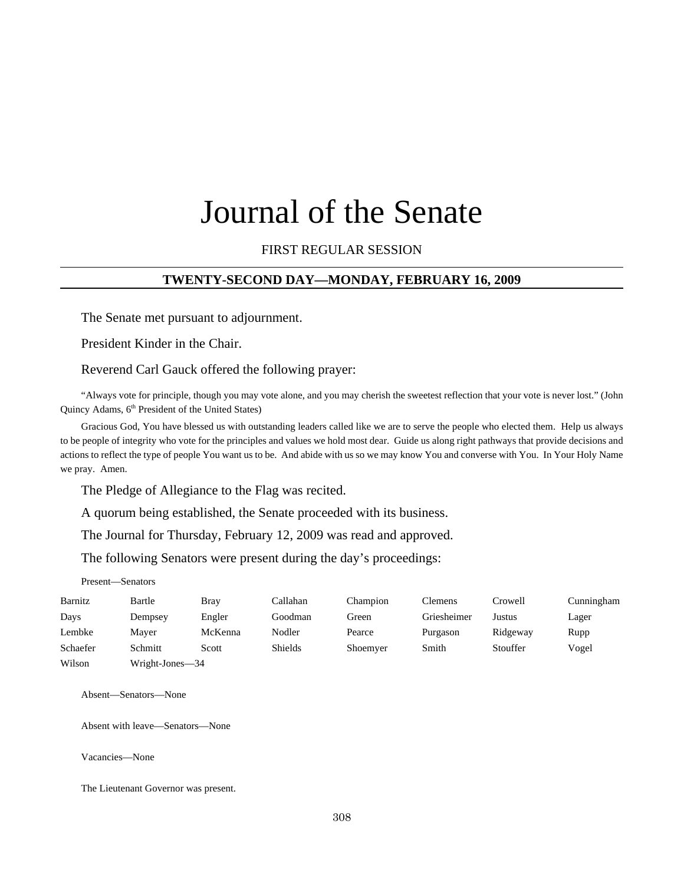# Journal of the Senate

FIRST REGULAR SESSION

## TWENTY-SECOND DAY—MONDAY, FEBRUARY 16, 2009

The Senate met pursuant to adjournment.

President Kinder in the Chair.

Reverend Carl Gauck offered the following prayer:

"Always vote for principle, though you may vote alone, and you may cherish the sweetest reflection that your vote is never lost." (John Quincy Adams, 6th President of the United States)

Gracious God, You have blessed us with outstanding leaders called like we are to serve the people who elected them. Help us always to be people of integrity who vote for the principles and values we hold most dear. Guide us along right pathways that provide decisions and actions to reflect the type of people You want us to be. And abide with us so we may know You and converse with You. In Your Holy Name we pray. Amen.

The Pledge of Allegiance to the Flag was recited.

A quorum being established, the Senate proceeded with its business.

The Journal for Thursday, February 12, 2009 was read and approved.

The following Senators were present during the day's proceedings:

Present—Senators

| | | | | | | | |
|---|---|---|---|---|---|---|---|
| Barnitz | Bartle | Bray | Callahan | Champion | Clemens | Crowell | Cunningham |
| Days | Dempsey | Engler | Goodman | Green | Griesheimer | Justus | Lager |
| Lembke | Mayer | McKenna | Nodler | Pearce | Purgason | Ridgeway | Rupp |
| Schaefer | Schmitt | Scott | Shields | Shoemyer | Smith | Stouffer | Vogel |
| Wilson | Wright-Jones—34 | | | | | | |

Absent—Senators—None

Absent with leave—Senators—None

Vacancies—None

The Lieutenant Governor was present.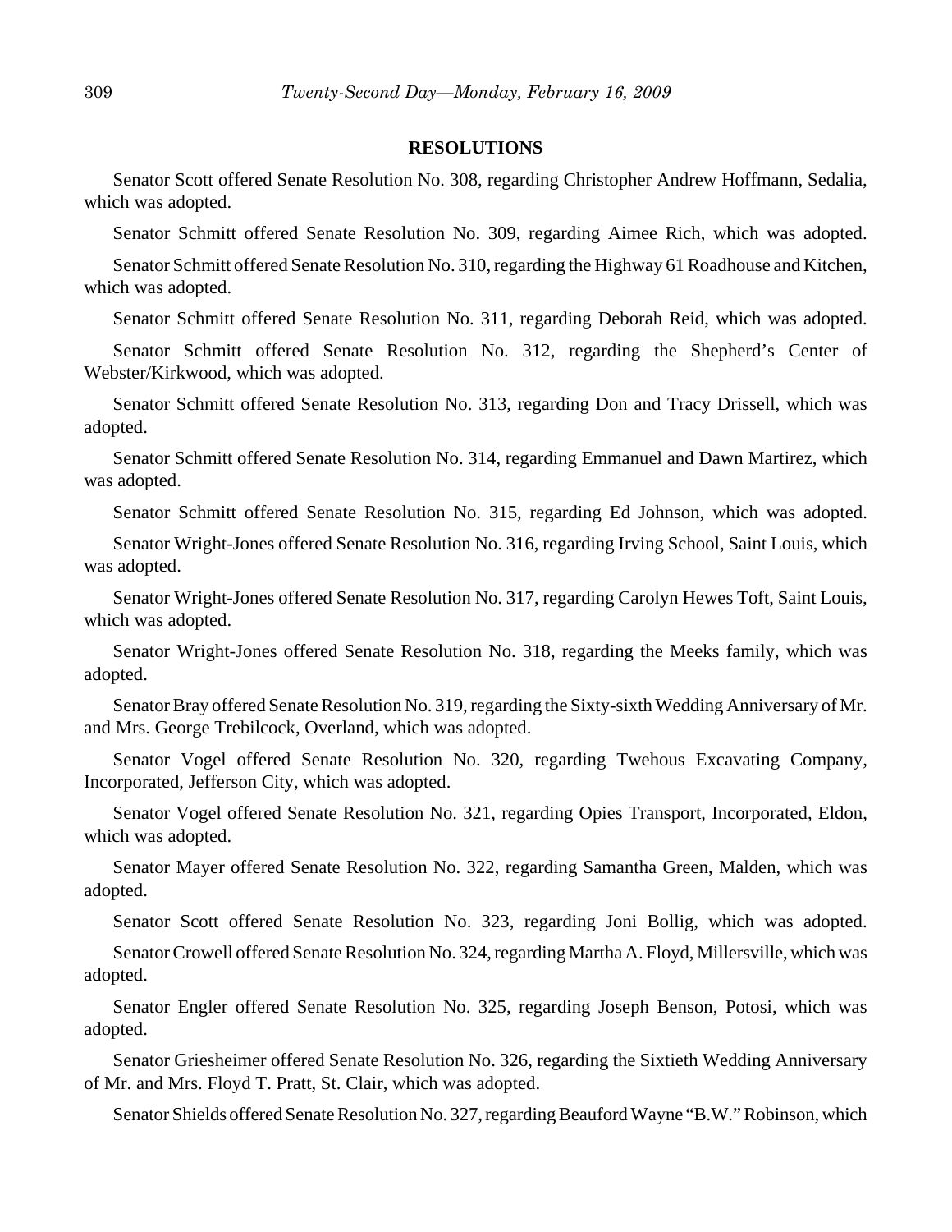## RESOLUTIONS

Senator Scott offered Senate Resolution No. 308, regarding Christopher Andrew Hoffmann, Sedalia, which was adopted.

Senator Schmitt offered Senate Resolution No. 309, regarding Aimee Rich, which was adopted.

Senator Schmitt offered Senate Resolution No. 310, regarding the Highway 61 Roadhouse and Kitchen, which was adopted.

Senator Schmitt offered Senate Resolution No. 311, regarding Deborah Reid, which was adopted.

Senator Schmitt offered Senate Resolution No. 312, regarding the Shepherd's Center of Webster/Kirkwood, which was adopted.

Senator Schmitt offered Senate Resolution No. 313, regarding Don and Tracy Drissell, which was adopted.

Senator Schmitt offered Senate Resolution No. 314, regarding Emmanuel and Dawn Martirez, which was adopted.

Senator Schmitt offered Senate Resolution No. 315, regarding Ed Johnson, which was adopted.

Senator Wright-Jones offered Senate Resolution No. 316, regarding Irving School, Saint Louis, which was adopted.

Senator Wright-Jones offered Senate Resolution No. 317, regarding Carolyn Hewes Toft, Saint Louis, which was adopted.

Senator Wright-Jones offered Senate Resolution No. 318, regarding the Meeks family, which was adopted.

Senator Bray offered Senate Resolution No. 319, regarding the Sixty-sixth Wedding Anniversary of Mr. and Mrs. George Trebilcock, Overland, which was adopted.

Senator Vogel offered Senate Resolution No. 320, regarding Twehous Excavating Company, Incorporated, Jefferson City, which was adopted.

Senator Vogel offered Senate Resolution No. 321, regarding Opies Transport, Incorporated, Eldon, which was adopted.

Senator Mayer offered Senate Resolution No. 322, regarding Samantha Green, Malden, which was adopted.

Senator Scott offered Senate Resolution No. 323, regarding Joni Bollig, which was adopted.

Senator Crowell offered Senate Resolution No. 324, regarding Martha A. Floyd, Millersville, which was adopted.

Senator Engler offered Senate Resolution No. 325, regarding Joseph Benson, Potosi, which was adopted.

Senator Griesheimer offered Senate Resolution No. 326, regarding the Sixtieth Wedding Anniversary of Mr. and Mrs. Floyd T. Pratt, St. Clair, which was adopted.

Senator Shields offered Senate Resolution No. 327, regarding Beauford Wayne "B.W." Robinson, which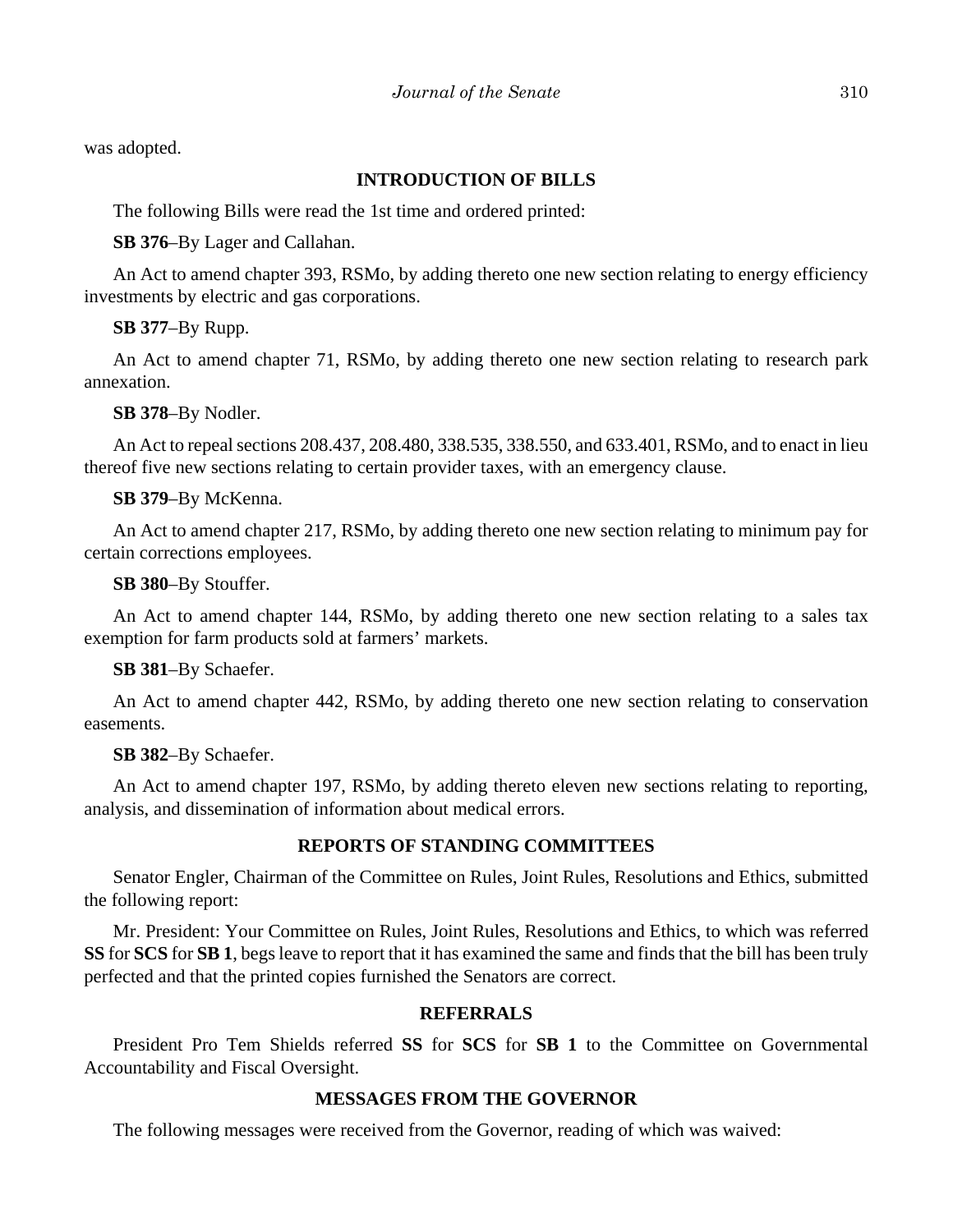was adopted.

## INTRODUCTION OF BILLS

The following Bills were read the 1st time and ordered printed:

**SB 376**–By Lager and Callahan.

An Act to amend chapter 393, RSMo, by adding thereto one new section relating to energy efficiency investments by electric and gas corporations.

**SB 377**–By Rupp.

An Act to amend chapter 71, RSMo, by adding thereto one new section relating to research park annexation.

**SB 378**–By Nodler.

An Act to repeal sections 208.437, 208.480, 338.535, 338.550, and 633.401, RSMo, and to enact in lieu thereof five new sections relating to certain provider taxes, with an emergency clause.

**SB 379**–By McKenna.

An Act to amend chapter 217, RSMo, by adding thereto one new section relating to minimum pay for certain corrections employees.

**SB 380**–By Stouffer.

An Act to amend chapter 144, RSMo, by adding thereto one new section relating to a sales tax exemption for farm products sold at farmers' markets.

**SB 381**–By Schaefer.

An Act to amend chapter 442, RSMo, by adding thereto one new section relating to conservation easements.

**SB 382**–By Schaefer.

An Act to amend chapter 197, RSMo, by adding thereto eleven new sections relating to reporting, analysis, and dissemination of information about medical errors.

## REPORTS OF STANDING COMMITTEES

Senator Engler, Chairman of the Committee on Rules, Joint Rules, Resolutions and Ethics, submitted the following report:

Mr. President: Your Committee on Rules, Joint Rules, Resolutions and Ethics, to which was referred **SS** for **SCS** for **SB 1**, begs leave to report that it has examined the same and finds that the bill has been truly perfected and that the printed copies furnished the Senators are correct.

## REFERRALS

President Pro Tem Shields referred **SS** for **SCS** for **SB 1** to the Committee on Governmental Accountability and Fiscal Oversight.

## MESSAGES FROM THE GOVERNOR

The following messages were received from the Governor, reading of which was waived: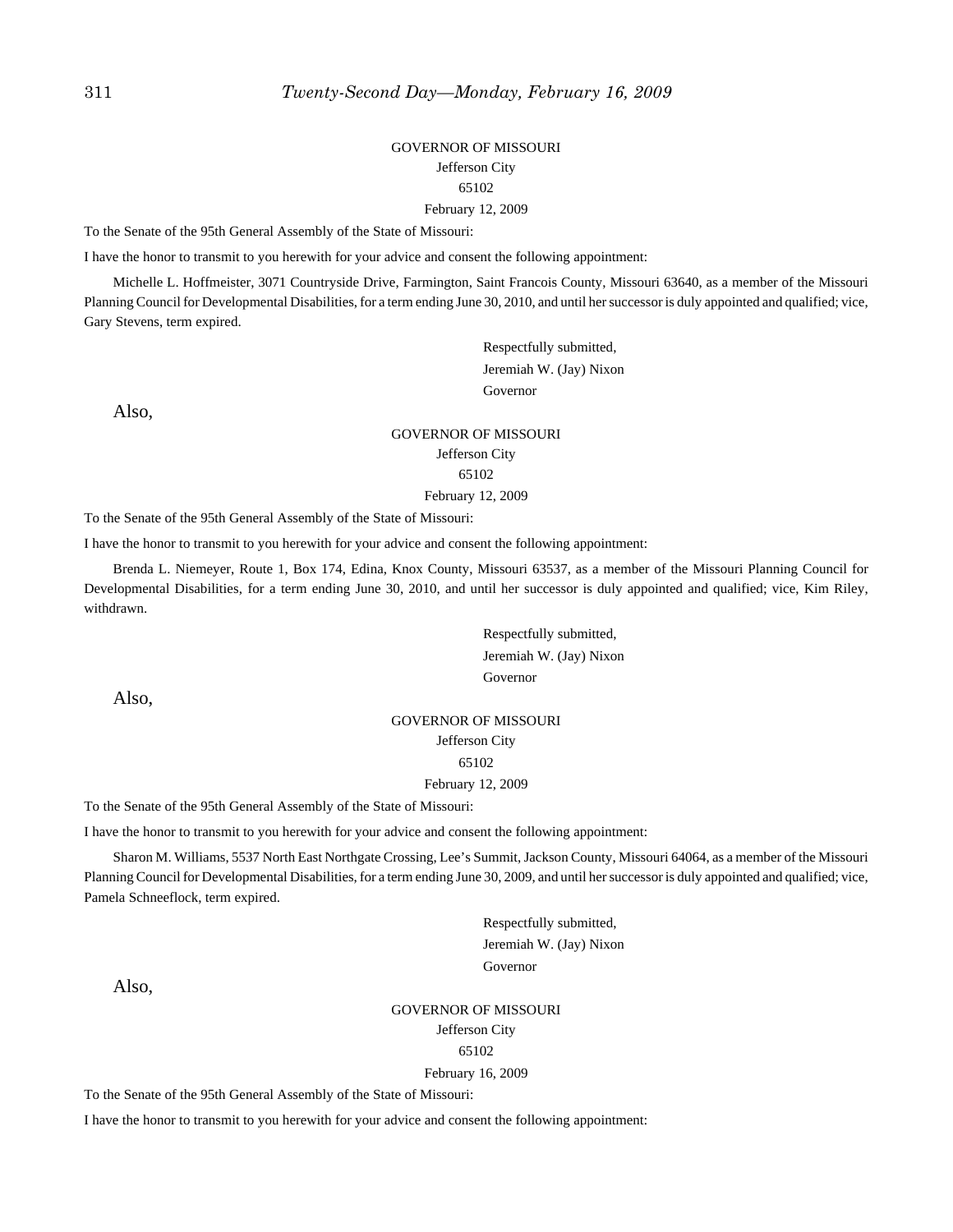GOVERNOR OF MISSOURI

Jefferson City

65102

February 12, 2009

To the Senate of the 95th General Assembly of the State of Missouri:

I have the honor to transmit to you herewith for your advice and consent the following appointment:

Michelle L. Hoffmeister, 3071 Countryside Drive, Farmington, Saint Francois County, Missouri 63640, as a member of the Missouri Planning Council for Developmental Disabilities, for a term ending June 30, 2010, and until her successor is duly appointed and qualified; vice, Gary Stevens, term expired.

Respectfully submitted,
Jeremiah W. (Jay) Nixon
Governor

Also,

GOVERNOR OF MISSOURI

Jefferson City

65102

February 12, 2009

To the Senate of the 95th General Assembly of the State of Missouri:

I have the honor to transmit to you herewith for your advice and consent the following appointment:

Brenda L. Niemeyer, Route 1, Box 174, Edina, Knox County, Missouri 63537, as a member of the Missouri Planning Council for Developmental Disabilities, for a term ending June 30, 2010, and until her successor is duly appointed and qualified; vice, Kim Riley, withdrawn.

Respectfully submitted,
Jeremiah W. (Jay) Nixon
Governor

Also,

GOVERNOR OF MISSOURI

Jefferson City

65102

February 12, 2009

To the Senate of the 95th General Assembly of the State of Missouri:

I have the honor to transmit to you herewith for your advice and consent the following appointment:

Sharon M. Williams, 5537 North East Northgate Crossing, Lee's Summit, Jackson County, Missouri 64064, as a member of the Missouri Planning Council for Developmental Disabilities, for a term ending June 30, 2009, and until her successor is duly appointed and qualified; vice, Pamela Schneeflock, term expired.

Respectfully submitted,
Jeremiah W. (Jay) Nixon
Governor

Also,

GOVERNOR OF MISSOURI

Jefferson City

65102

February 16, 2009

To the Senate of the 95th General Assembly of the State of Missouri:

I have the honor to transmit to you herewith for your advice and consent the following appointment: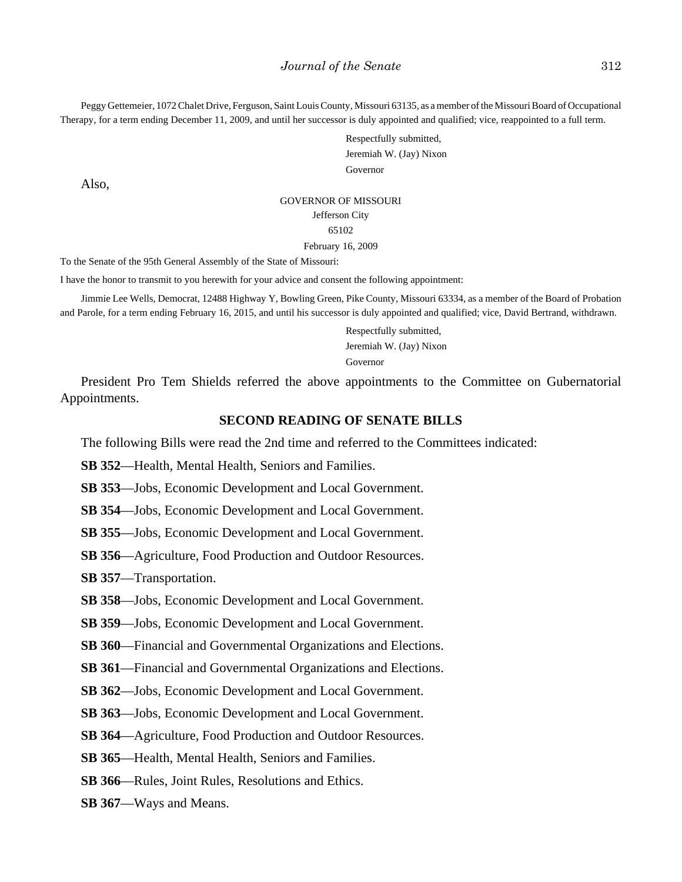Peggy Gettemeier, 1072 Chalet Drive, Ferguson, Saint Louis County, Missouri 63135, as a member of the Missouri Board of Occupational Therapy, for a term ending December 11, 2009, and until her successor is duly appointed and qualified; vice, reappointed to a full term.

Respectfully submitted,
Jeremiah W. (Jay) Nixon
Governor

Also,

GOVERNOR OF MISSOURI
Jefferson City
65102
February 16, 2009

To the Senate of the 95th General Assembly of the State of Missouri:

I have the honor to transmit to you herewith for your advice and consent the following appointment:

Jimmie Lee Wells, Democrat, 12488 Highway Y, Bowling Green, Pike County, Missouri 63334, as a member of the Board of Probation and Parole, for a term ending February 16, 2015, and until his successor is duly appointed and qualified; vice, David Bertrand, withdrawn.

Respectfully submitted,
Jeremiah W. (Jay) Nixon
Governor

President Pro Tem Shields referred the above appointments to the Committee on Gubernatorial Appointments.

## SECOND READING OF SENATE BILLS

The following Bills were read the 2nd time and referred to the Committees indicated:

**SB 352**—Health, Mental Health, Seniors and Families.

**SB 353**—Jobs, Economic Development and Local Government.

**SB 354**—Jobs, Economic Development and Local Government.

**SB 355**—Jobs, Economic Development and Local Government.

**SB 356**—Agriculture, Food Production and Outdoor Resources.

**SB 357**—Transportation.

**SB 358**—Jobs, Economic Development and Local Government.

**SB 359**—Jobs, Economic Development and Local Government.

**SB 360**—Financial and Governmental Organizations and Elections.

**SB 361**—Financial and Governmental Organizations and Elections.

**SB 362**—Jobs, Economic Development and Local Government.

**SB 363**—Jobs, Economic Development and Local Government.

**SB 364**—Agriculture, Food Production and Outdoor Resources.

**SB 365**—Health, Mental Health, Seniors and Families.

**SB 366**—Rules, Joint Rules, Resolutions and Ethics.

**SB 367**—Ways and Means.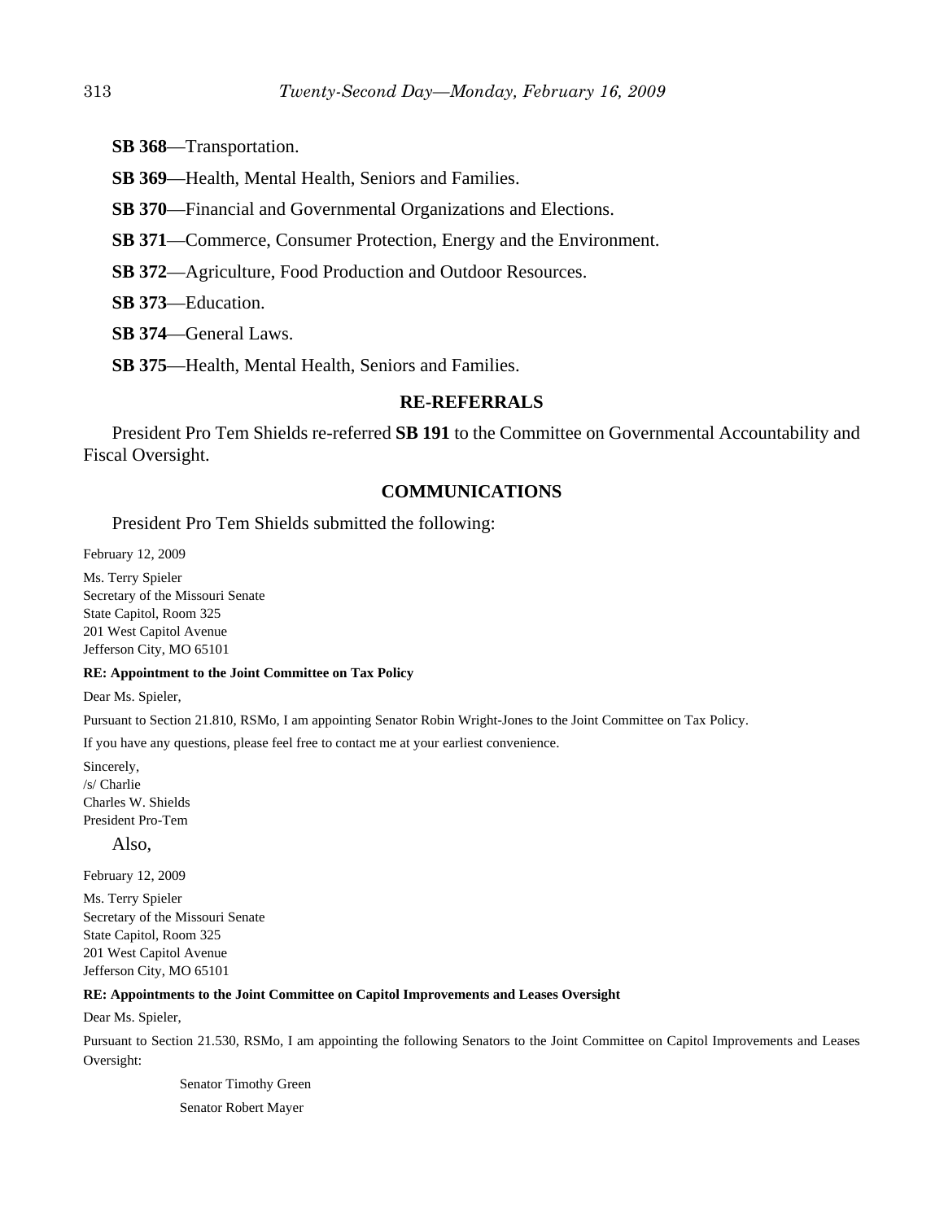**SB 368**—Transportation.

**SB 369**—Health, Mental Health, Seniors and Families.

**SB 370**—Financial and Governmental Organizations and Elections.

**SB 371**—Commerce, Consumer Protection, Energy and the Environment.

**SB 372**—Agriculture, Food Production and Outdoor Resources.

**SB 373**—Education.

**SB 374**—General Laws.

**SB 375**—Health, Mental Health, Seniors and Families.

## RE-REFERRALS

President Pro Tem Shields re-referred **SB 191** to the Committee on Governmental Accountability and Fiscal Oversight.

## COMMUNICATIONS

President Pro Tem Shields submitted the following:

February 12, 2009

Ms. Terry Spieler
Secretary of the Missouri Senate
State Capitol, Room 325
201 West Capitol Avenue
Jefferson City, MO 65101

**RE: Appointment to the Joint Committee on Tax Policy**

Dear Ms. Spieler,

Pursuant to Section 21.810, RSMo, I am appointing Senator Robin Wright-Jones to the Joint Committee on Tax Policy.

If you have any questions, please feel free to contact me at your earliest convenience.

Sincerely,
/s/ Charlie
Charles W. Shields
President Pro-Tem

Also,

February 12, 2009

Ms. Terry Spieler
Secretary of the Missouri Senate
State Capitol, Room 325
201 West Capitol Avenue
Jefferson City, MO 65101

**RE: Appointments to the Joint Committee on Capitol Improvements and Leases Oversight**

Dear Ms. Spieler,

Pursuant to Section 21.530, RSMo, I am appointing the following Senators to the Joint Committee on Capitol Improvements and Leases Oversight:

Senator Timothy Green
Senator Robert Mayer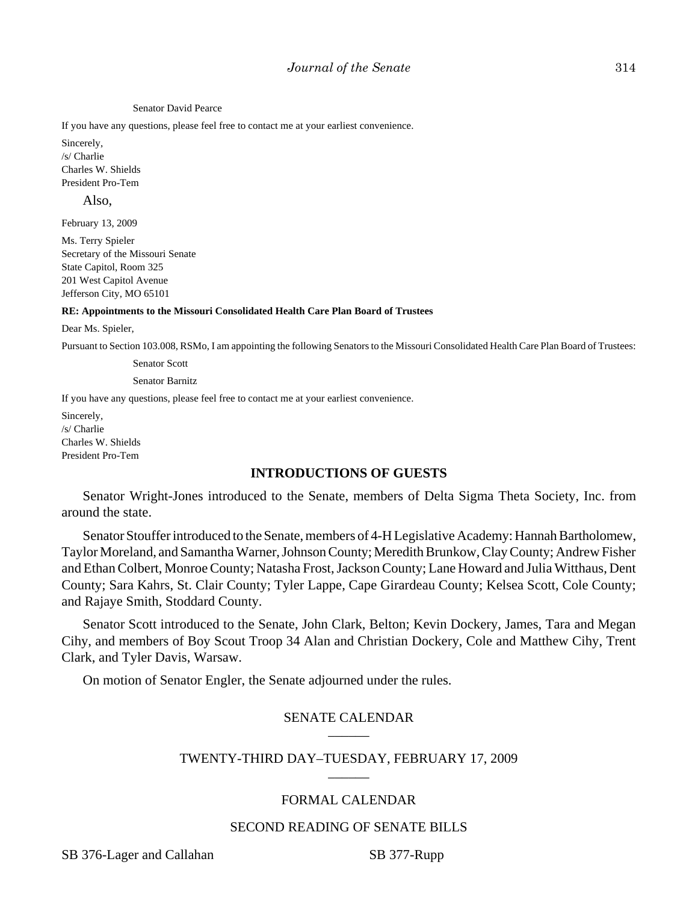Senator David Pearce

If you have any questions, please feel free to contact me at your earliest convenience.

Sincerely,
/s/ Charlie
Charles W. Shields
President Pro-Tem

Also,

February 13, 2009

Ms. Terry Spieler
Secretary of the Missouri Senate
State Capitol, Room 325
201 West Capitol Avenue
Jefferson City, MO 65101

**RE: Appointments to the Missouri Consolidated Health Care Plan Board of Trustees**

Dear Ms. Spieler,

Pursuant to Section 103.008, RSMo, I am appointing the following Senators to the Missouri Consolidated Health Care Plan Board of Trustees:

Senator Scott

Senator Barnitz

If you have any questions, please feel free to contact me at your earliest convenience.

Sincerely,
/s/ Charlie
Charles W. Shields
President Pro-Tem

## INTRODUCTIONS OF GUESTS

Senator Wright-Jones introduced to the Senate, members of Delta Sigma Theta Society, Inc. from around the state.

Senator Stouffer introduced to the Senate, members of 4-H Legislative Academy: Hannah Bartholomew, Taylor Moreland, and Samantha Warner, Johnson County; Meredith Brunkow, Clay County; Andrew Fisher and Ethan Colbert, Monroe County; Natasha Frost, Jackson County; Lane Howard and Julia Witthaus, Dent County; Sara Kahrs, St. Clair County; Tyler Lappe, Cape Girardeau County; Kelsea Scott, Cole County; and Rajaye Smith, Stoddard County.

Senator Scott introduced to the Senate, John Clark, Belton; Kevin Dockery, James, Tara and Megan Cihy, and members of Boy Scout Troop 34 Alan and Christian Dockery, Cole and Matthew Cihy, Trent Clark, and Tyler Davis, Warsaw.

On motion of Senator Engler, the Senate adjourned under the rules.

## SENATE CALENDAR

## TWENTY-THIRD DAY–TUESDAY, FEBRUARY 17, 2009

## FORMAL CALENDAR

## SECOND READING OF SENATE BILLS

SB 376-Lager and Callahan

SB 377-Rupp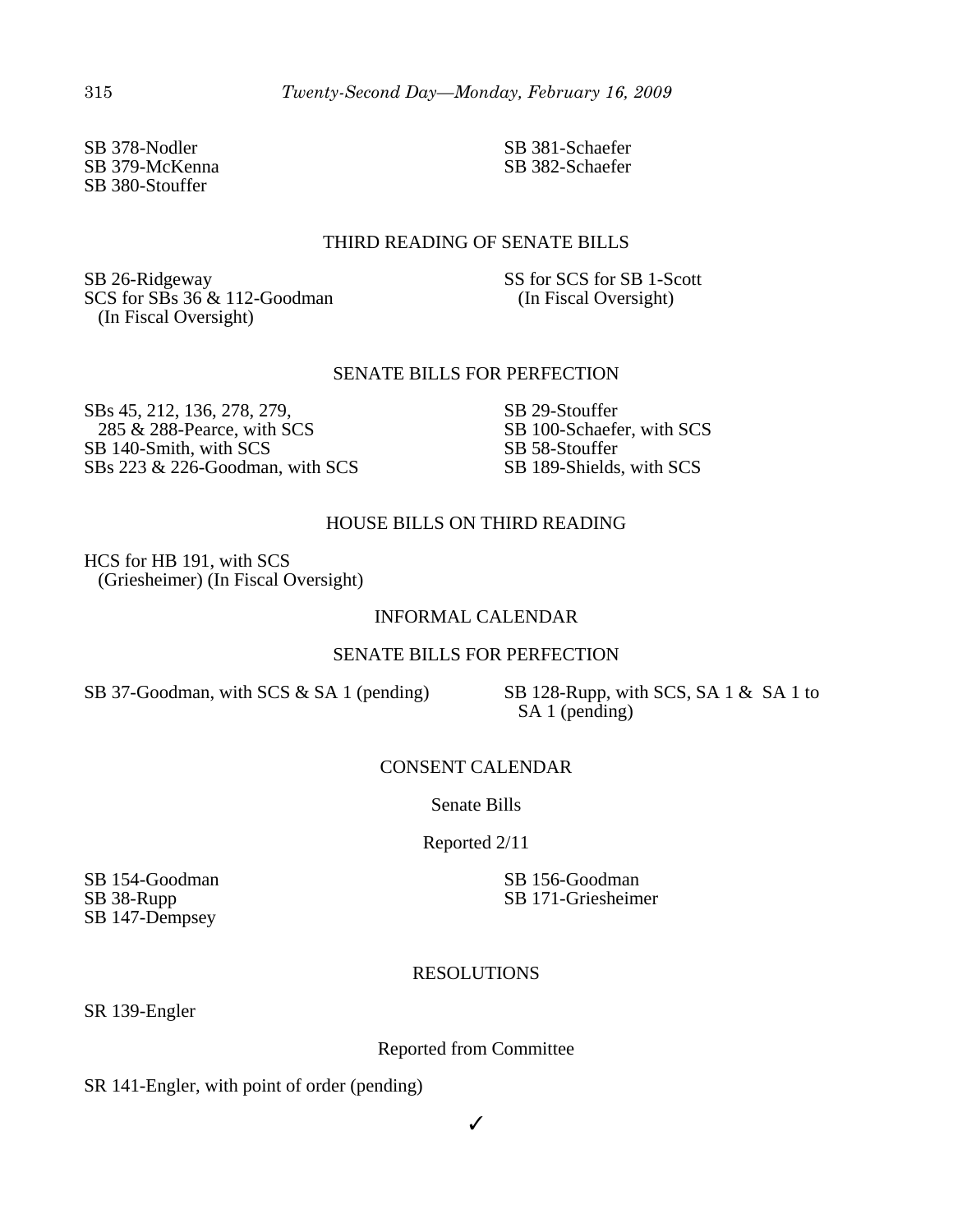SB 378-Nodler
SB 379-McKenna
SB 380-Stouffer
SB 381-Schaefer
SB 382-Schaefer

## THIRD READING OF SENATE BILLS

SB 26-Ridgeway
SCS for SBs 36 & 112-Goodman
(In Fiscal Oversight)
SS for SCS for SB 1-Scott
(In Fiscal Oversight)

## SENATE BILLS FOR PERFECTION

SBs 45, 212, 136, 278, 279, 285 & 288-Pearce, with SCS
SB 140-Smith, with SCS
SBs 223 & 226-Goodman, with SCS
SB 29-Stouffer
SB 100-Schaefer, with SCS
SB 58-Stouffer
SB 189-Shields, with SCS

## HOUSE BILLS ON THIRD READING

HCS for HB 191, with SCS
(Griesheimer) (In Fiscal Oversight)

## INFORMAL CALENDAR

## SENATE BILLS FOR PERFECTION

SB 37-Goodman, with SCS & SA 1 (pending)
SB 128-Rupp, with SCS, SA 1 & SA 1 to SA 1 (pending)

## CONSENT CALENDAR

### Senate Bills

Reported 2/11

SB 154-Goodman
SB 38-Rupp
SB 147-Dempsey
SB 156-Goodman
SB 171-Griesheimer

## RESOLUTIONS

SR 139-Engler

### Reported from Committee

SR 141-Engler, with point of order (pending)

✓